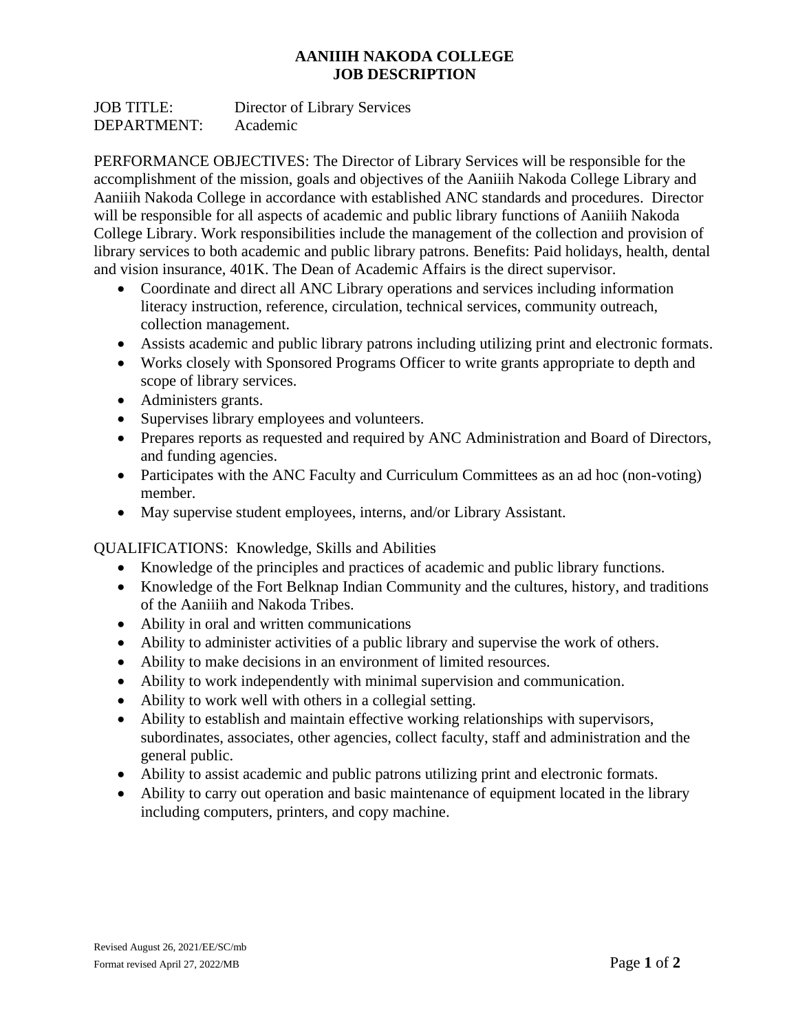# AANIIIH NAKODA COLLEGE
## JOB DESCRIPTION

JOB TITLE: Director of Library Services
DEPARTMENT: Academic

PERFORMANCE OBJECTIVES: The Director of Library Services will be responsible for the accomplishment of the mission, goals and objectives of the Aaniiih Nakoda College Library and Aaniiih Nakoda College in accordance with established ANC standards and procedures. Director will be responsible for all aspects of academic and public library functions of Aaniiih Nakoda College Library. Work responsibilities include the management of the collection and provision of library services to both academic and public library patrons. Benefits: Paid holidays, health, dental and vision insurance, 401K. The Dean of Academic Affairs is the direct supervisor.

- Coordinate and direct all ANC Library operations and services including information literacy instruction, reference, circulation, technical services, community outreach, collection management.
- Assists academic and public library patrons including utilizing print and electronic formats.
- Works closely with Sponsored Programs Officer to write grants appropriate to depth and scope of library services.
- Administers grants.
- Supervises library employees and volunteers.
- Prepares reports as requested and required by ANC Administration and Board of Directors, and funding agencies.
- Participates with the ANC Faculty and Curriculum Committees as an ad hoc (non-voting) member.
- May supervise student employees, interns, and/or Library Assistant.

QUALIFICATIONS: Knowledge, Skills and Abilities

- Knowledge of the principles and practices of academic and public library functions.
- Knowledge of the Fort Belknap Indian Community and the cultures, history, and traditions of the Aaniiih and Nakoda Tribes.
- Ability in oral and written communications
- Ability to administer activities of a public library and supervise the work of others.
- Ability to make decisions in an environment of limited resources.
- Ability to work independently with minimal supervision and communication.
- Ability to work well with others in a collegial setting.
- Ability to establish and maintain effective working relationships with supervisors, subordinates, associates, other agencies, collect faculty, staff and administration and the general public.
- Ability to assist academic and public patrons utilizing print and electronic formats.
- Ability to carry out operation and basic maintenance of equipment located in the library including computers, printers, and copy machine.

Revised August 26, 2021/EE/SC/mb
Format revised April 27, 2022/MB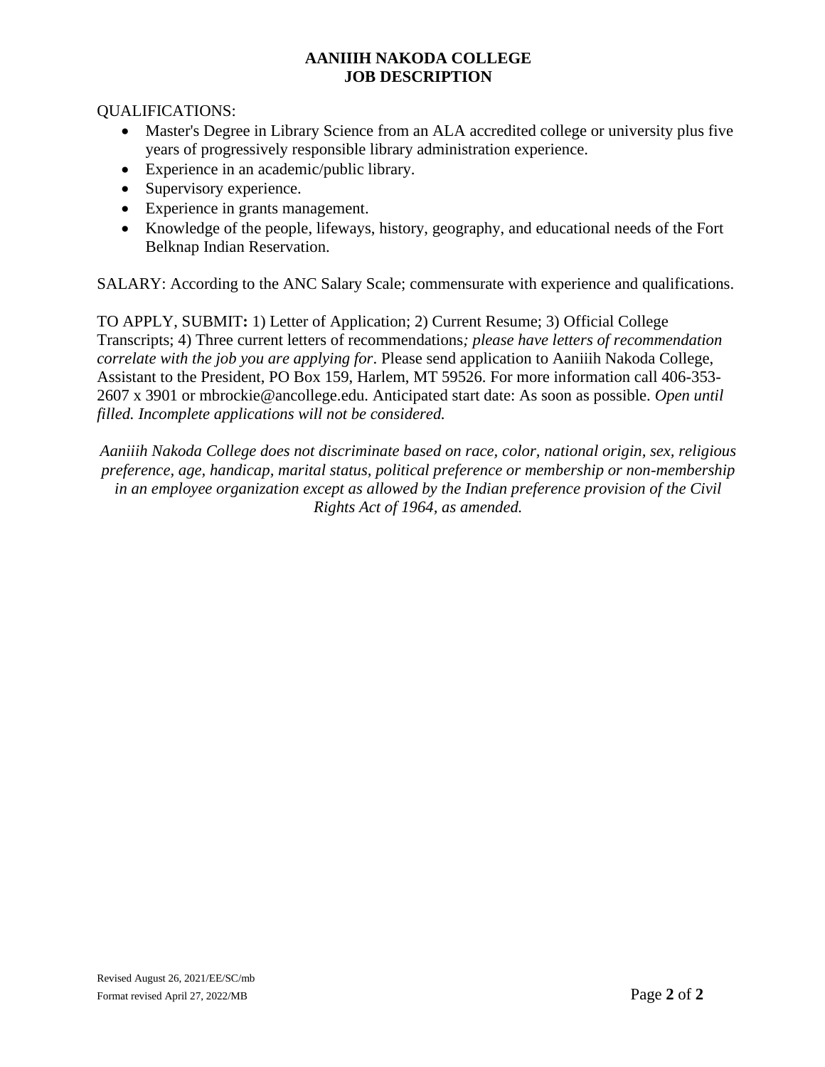**AANIIIH NAKODA COLLEGE**
**JOB DESCRIPTION**

QUALIFICATIONS:

- Master's Degree in Library Science from an ALA accredited college or university plus five years of progressively responsible library administration experience.
- Experience in an academic/public library.
- Supervisory experience.
- Experience in grants management.
- Knowledge of the people, lifeways, history, geography, and educational needs of the Fort Belknap Indian Reservation.

SALARY: According to the ANC Salary Scale; commensurate with experience and qualifications.

TO APPLY, SUBMIT**:** 1) Letter of Application; 2) Current Resume; 3) Official College Transcripts; 4) Three current letters of recommendations*; please have letters of recommendation correlate with the job you are applying for*. Please send application to Aaniiih Nakoda College, Assistant to the President, PO Box 159, Harlem, MT 59526. For more information call 406-353-2607 x 3901 or mbrockie@ancollege.edu. Anticipated start date: As soon as possible. *Open until filled. Incomplete applications will not be considered.*

*Aaniiih Nakoda College does not discriminate based on race, color, national origin, sex, religious preference, age, handicap, marital status, political preference or membership or non-membership in an employee organization except as allowed by the Indian preference provision of the Civil Rights Act of 1964, as amended.*

Revised August 26, 2021/EE/SC/mb
Format revised April 27, 2022/MB